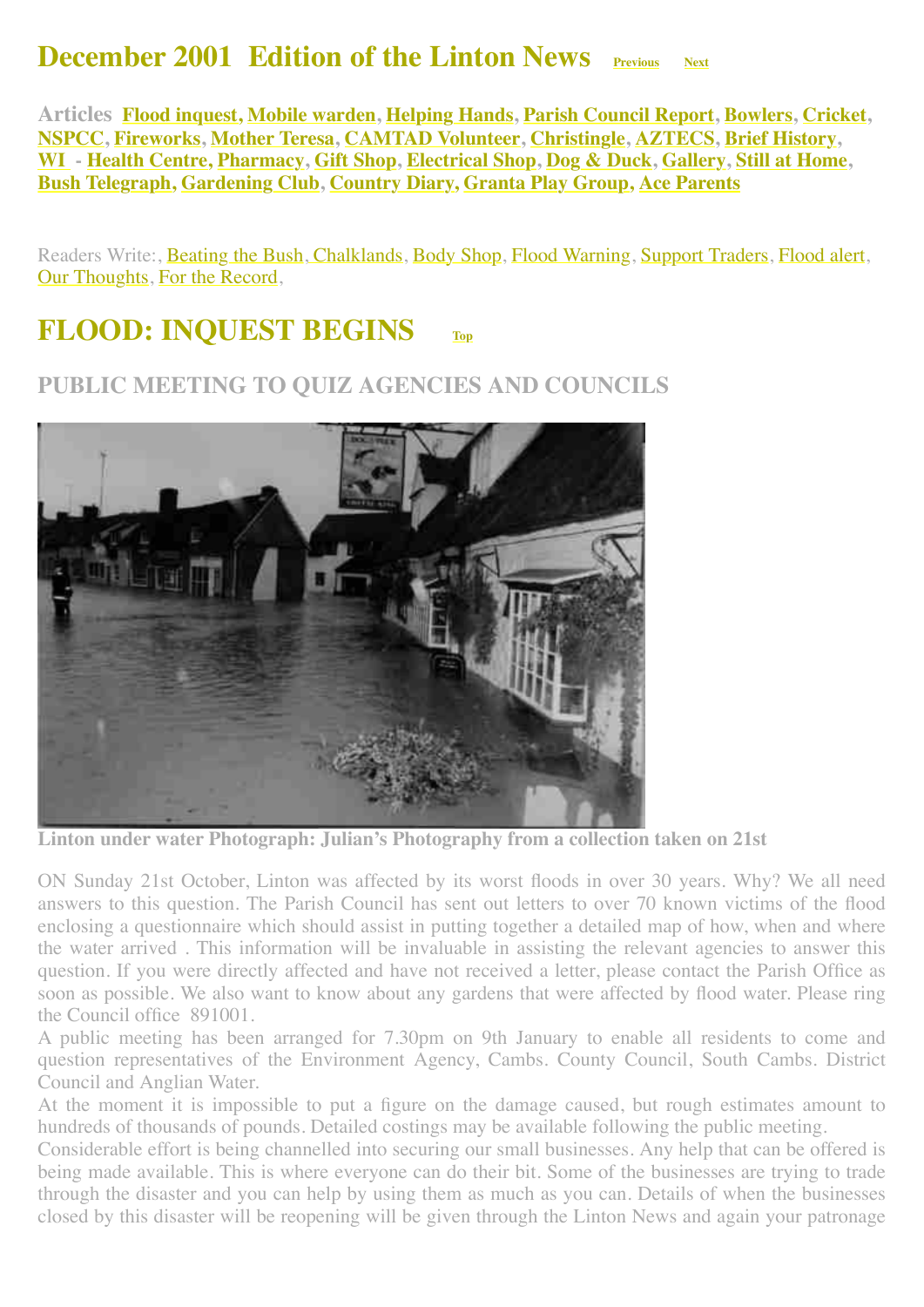# December 2001 Edition of the Linton News

Previous Next

**Articles** **Flood inquest, Mobile warden, Helping Hands, Parish Council Report, Bowlers, Cricket, NSPCC, Fireworks, Mother Teresa, CAMTAD Volunteer, Christingle, AZTECS, Brief History, WI - Health Centre, Pharmacy, Gift Shop, Electrical Shop, Dog & Duck, Gallery, Still at Home, Bush Telegraph, Gardening Club, Country Diary, Granta Play Group, Ace Parents**

Readers Write:, Beating the Bush, Chalklands, Body Shop, Flood Warning, Support Traders, Flood alert, Our Thoughts, For the Record,

## FLOOD: INQUEST BEGINS

Top

### PUBLIC MEETING TO QUIZ AGENCIES AND COUNCILS

**Linton under water Photograph: Julian's Photography from a collection taken on 21st**

ON Sunday 21st October, Linton was affected by its worst floods in over 30 years. Why? We all need answers to this question. The Parish Council has sent out letters to over 70 known victims of the flood enclosing a questionnaire which should assist in putting together a detailed map of how, when and where the water arrived . This information will be invaluable in assisting the relevant agencies to answer this question. If you were directly affected and have not received a letter, please contact the Parish Office as soon as possible. We also want to know about any gardens that were affected by flood water. Please ring the Council office 891001.

A public meeting has been arranged for 7.30pm on 9th January to enable all residents to come and question representatives of the Environment Agency, Cambs. County Council, South Cambs. District Council and Anglian Water.

At the moment it is impossible to put a figure on the damage caused, but rough estimates amount to hundreds of thousands of pounds. Detailed costings may be available following the public meeting.

Considerable effort is being channelled into securing our small businesses. Any help that can be offered is being made available. This is where everyone can do their bit. Some of the businesses are trying to trade through the disaster and you can help by using them as much as you can. Details of when the businesses closed by this disaster will be reopening will be given through the Linton News and again your patronage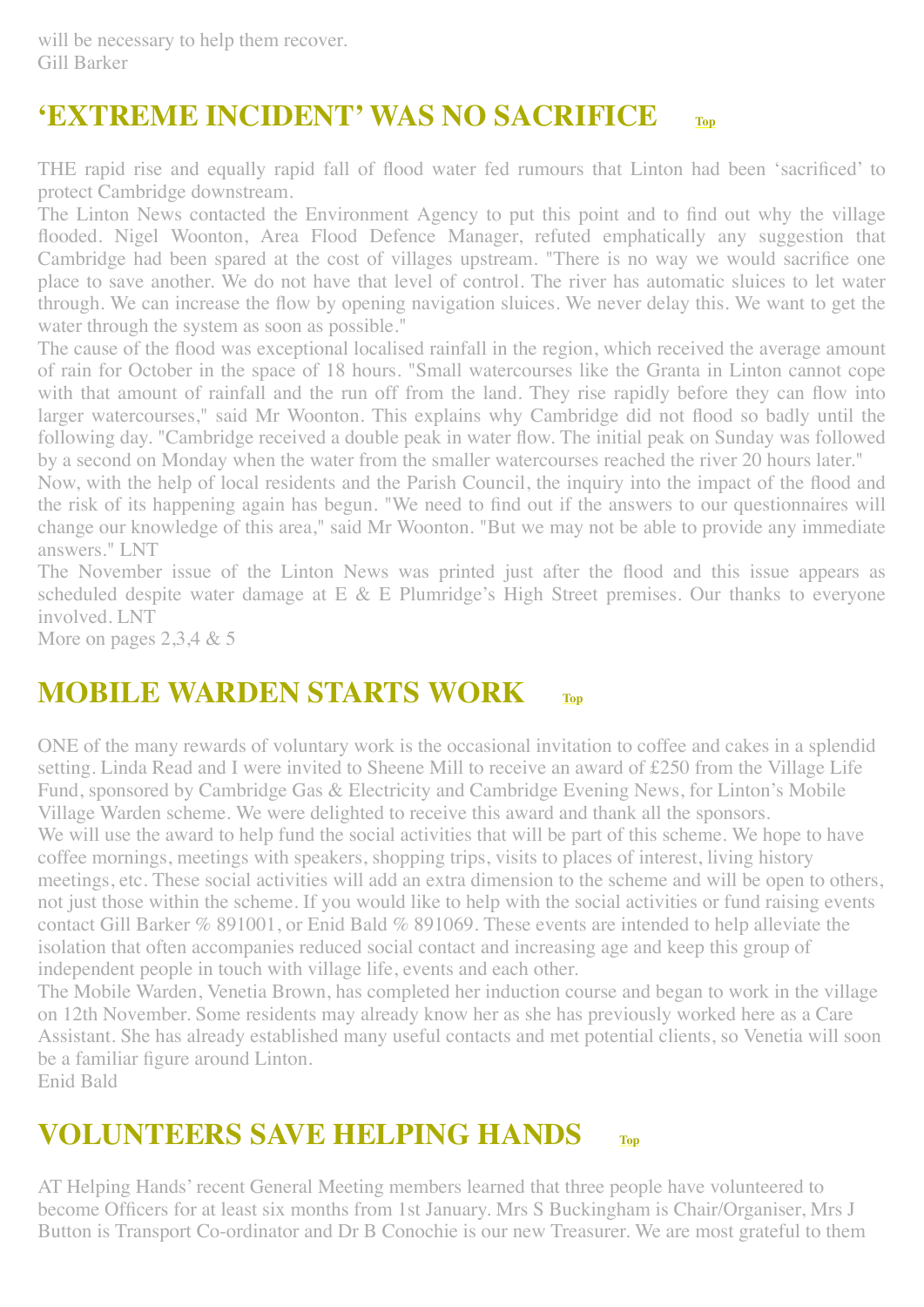will be necessary to help them recover.
Gill Barker

## 'EXTREME INCIDENT' WAS NO SACRIFICE

THE rapid rise and equally rapid fall of flood water fed rumours that Linton had been 'sacrificed' to protect Cambridge downstream.

The Linton News contacted the Environment Agency to put this point and to find out why the village flooded. Nigel Woonton, Area Flood Defence Manager, refuted emphatically any suggestion that Cambridge had been spared at the cost of villages upstream. "There is no way we would sacrifice one place to save another. We do not have that level of control. The river has automatic sluices to let water through. We can increase the flow by opening navigation sluices. We never delay this. We want to get the water through the system as soon as possible."

The cause of the flood was exceptional localised rainfall in the region, which received the average amount of rain for October in the space of 18 hours. "Small watercourses like the Granta in Linton cannot cope with that amount of rainfall and the run off from the land. They rise rapidly before they can flow into larger watercourses," said Mr Woonton. This explains why Cambridge did not flood so badly until the following day. "Cambridge received a double peak in water flow. The initial peak on Sunday was followed by a second on Monday when the water from the smaller watercourses reached the river 20 hours later."

Now, with the help of local residents and the Parish Council, the inquiry into the impact of the flood and the risk of its happening again has begun. "We need to find out if the answers to our questionnaires will change our knowledge of this area," said Mr Woonton. "But we may not be able to provide any immediate answers." LNT

The November issue of the Linton News was printed just after the flood and this issue appears as scheduled despite water damage at E & E Plumridge's High Street premises. Our thanks to everyone involved. LNT

More on pages 2,3,4 & 5

## MOBILE WARDEN STARTS WORK

ONE of the many rewards of voluntary work is the occasional invitation to coffee and cakes in a splendid setting. Linda Read and I were invited to Sheene Mill to receive an award of £250 from the Village Life Fund, sponsored by Cambridge Gas & Electricity and Cambridge Evening News, for Linton's Mobile Village Warden scheme. We were delighted to receive this award and thank all the sponsors.

We will use the award to help fund the social activities that will be part of this scheme. We hope to have coffee mornings, meetings with speakers, shopping trips, visits to places of interest, living history meetings, etc. These social activities will add an extra dimension to the scheme and will be open to others, not just those within the scheme. If you would like to help with the social activities or fund raising events contact Gill Barker % 891001, or Enid Bald % 891069. These events are intended to help alleviate the isolation that often accompanies reduced social contact and increasing age and keep this group of independent people in touch with village life, events and each other.

The Mobile Warden, Venetia Brown, has completed her induction course and began to work in the village on 12th November. Some residents may already know her as she has previously worked here as a Care Assistant. She has already established many useful contacts and met potential clients, so Venetia will soon be a familiar figure around Linton.

Enid Bald

## VOLUNTEERS SAVE HELPING HANDS

AT Helping Hands' recent General Meeting members learned that three people have volunteered to become Officers for at least six months from 1st January. Mrs S Buckingham is Chair/Organiser, Mrs J Button is Transport Co-ordinator and Dr B Conochie is our new Treasurer. We are most grateful to them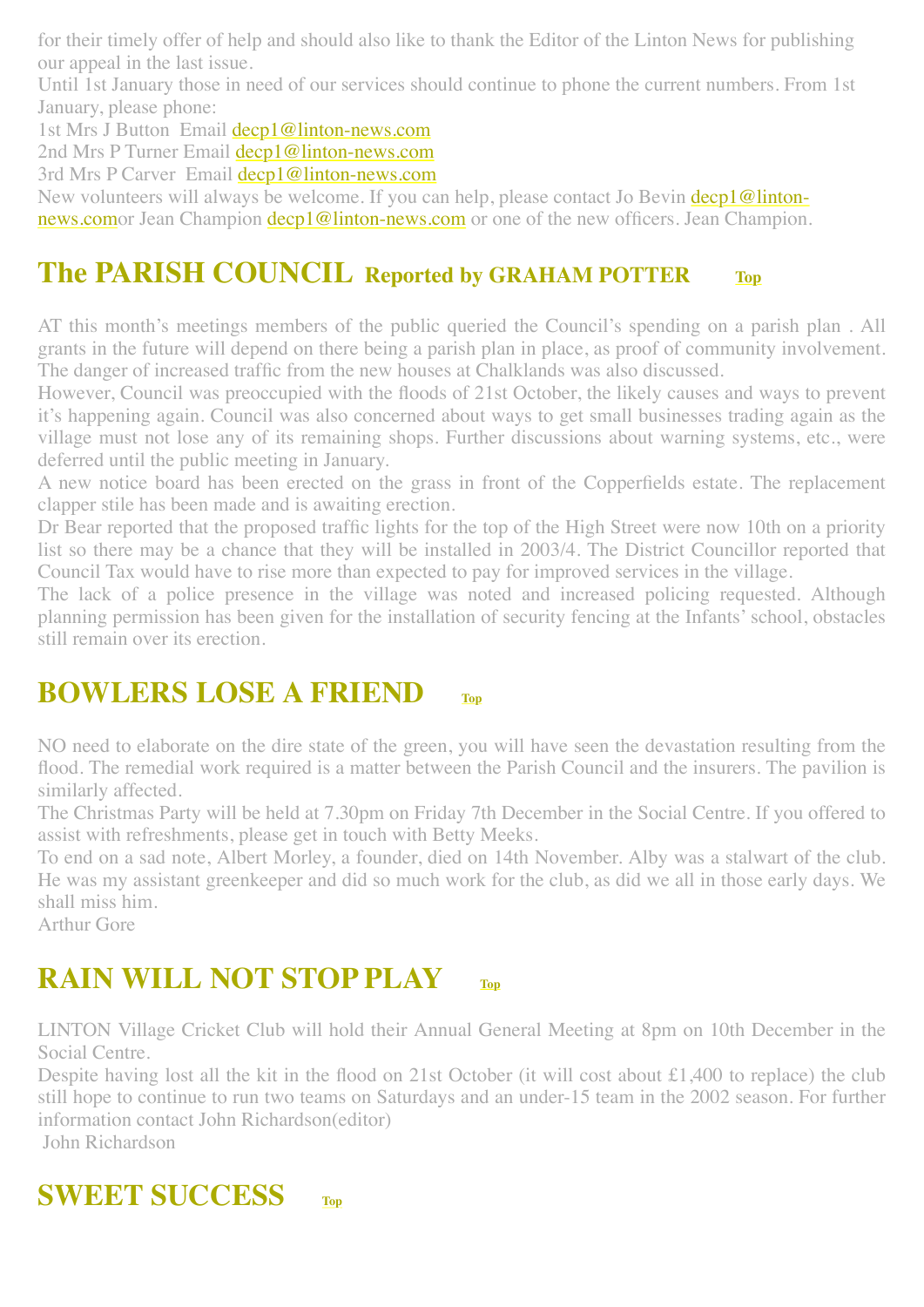for their timely offer of help and should also like to thank the Editor of the Linton News for publishing our appeal in the last issue.

Until 1st January those in need of our services should continue to phone the current numbers. From 1st January, please phone:

1st Mrs J Button  Email decp1@linton-news.com

2nd Mrs P Turner Email decp1@linton-news.com

3rd Mrs P Carver  Email decp1@linton-news.com

New volunteers will always be welcome. If you can help, please contact Jo Bevin decp1@linton-news.comor Jean Champion decp1@linton-news.com or one of the new officers. Jean Champion.

## The PARISH COUNCIL Reported by GRAHAM POTTER Top

AT this month's meetings members of the public queried the Council's spending on a parish plan . All grants in the future will depend on there being a parish plan in place, as proof of community involvement. The danger of increased traffic from the new houses at Chalklands was also discussed.

However, Council was preoccupied with the floods of 21st October, the likely causes and ways to prevent it's happening again. Council was also concerned about ways to get small businesses trading again as the village must not lose any of its remaining shops. Further discussions about warning systems, etc., were deferred until the public meeting in January.

A new notice board has been erected on the grass in front of the Copperfields estate. The replacement clapper stile has been made and is awaiting erection.

Dr Bear reported that the proposed traffic lights for the top of the High Street were now 10th on a priority list so there may be a chance that they will be installed in 2003/4. The District Councillor reported that Council Tax would have to rise more than expected to pay for improved services in the village.

The lack of a police presence in the village was noted and increased policing requested. Although planning permission has been given for the installation of security fencing at the Infants' school, obstacles still remain over its erection.

## BOWLERS LOSE A FRIEND Top

NO need to elaborate on the dire state of the green, you will have seen the devastation resulting from the flood. The remedial work required is a matter between the Parish Council and the insurers. The pavilion is similarly affected.

The Christmas Party will be held at 7.30pm on Friday 7th December in the Social Centre. If you offered to assist with refreshments, please get in touch with Betty Meeks.

To end on a sad note, Albert Morley, a founder, died on 14th November. Alby was a stalwart of the club. He was my assistant greenkeeper and did so much work for the club, as did we all in those early days. We shall miss him.

Arthur Gore

## RAIN WILL NOT STOP PLAY Top

LINTON Village Cricket Club will hold their Annual General Meeting at 8pm on 10th December in the Social Centre.

Despite having lost all the kit in the flood on 21st October (it will cost about £1,400 to replace) the club still hope to continue to run two teams on Saturdays and an under-15 team in the 2002 season. For further information contact John Richardson(editor)

John Richardson

## SWEET SUCCESS Top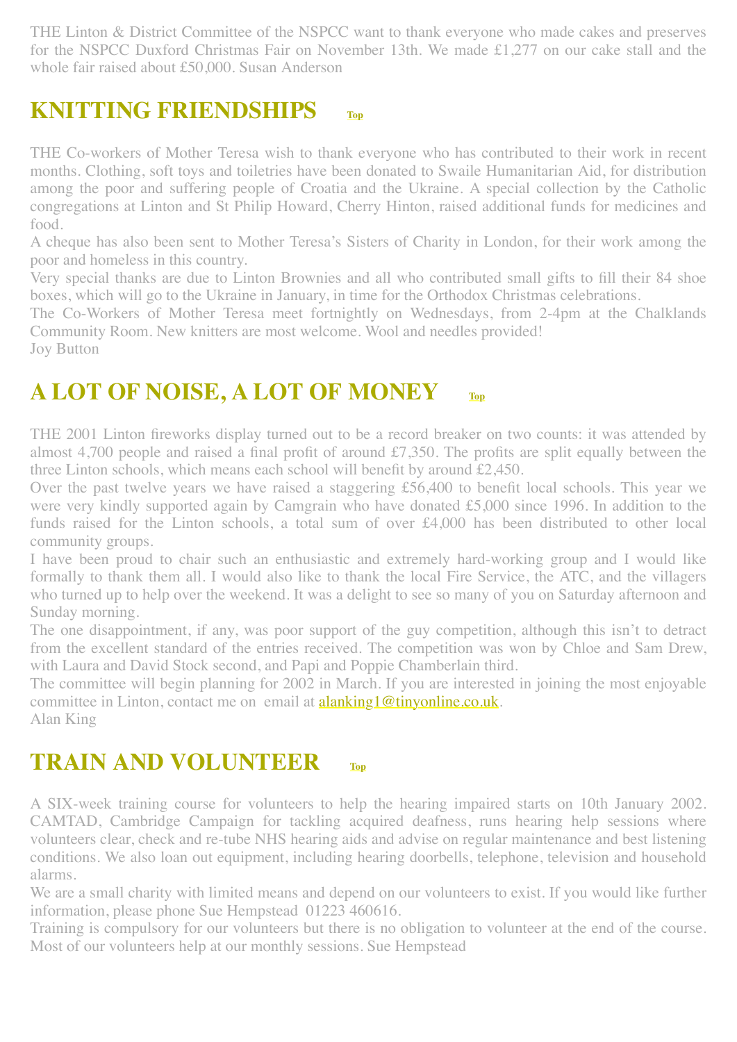THE Linton & District Committee of the NSPCC want to thank everyone who made cakes and preserves for the NSPCC Duxford Christmas Fair on November 13th. We made £1,277 on our cake stall and the whole fair raised about £50,000. Susan Anderson

## KNITTING FRIENDSHIPS Top

THE Co-workers of Mother Teresa wish to thank everyone who has contributed to their work in recent months. Clothing, soft toys and toiletries have been donated to Swaile Humanitarian Aid, for distribution among the poor and suffering people of Croatia and the Ukraine. A special collection by the Catholic congregations at Linton and St Philip Howard, Cherry Hinton, raised additional funds for medicines and food.

A cheque has also been sent to Mother Teresa's Sisters of Charity in London, for their work among the poor and homeless in this country.

Very special thanks are due to Linton Brownies and all who contributed small gifts to fill their 84 shoe boxes, which will go to the Ukraine in January, in time for the Orthodox Christmas celebrations.

The Co-Workers of Mother Teresa meet fortnightly on Wednesdays, from 2-4pm at the Chalklands Community Room. New knitters are most welcome. Wool and needles provided!

Joy Button

## A LOT OF NOISE, A LOT OF MONEY Top

THE 2001 Linton fireworks display turned out to be a record breaker on two counts: it was attended by almost 4,700 people and raised a final profit of around £7,350. The profits are split equally between the three Linton schools, which means each school will benefit by around £2,450.

Over the past twelve years we have raised a staggering £56,400 to benefit local schools. This year we were very kindly supported again by Camgrain who have donated £5,000 since 1996. In addition to the funds raised for the Linton schools, a total sum of over £4,000 has been distributed to other local community groups.

I have been proud to chair such an enthusiastic and extremely hard-working group and I would like formally to thank them all. I would also like to thank the local Fire Service, the ATC, and the villagers who turned up to help over the weekend. It was a delight to see so many of you on Saturday afternoon and Sunday morning.

The one disappointment, if any, was poor support of the guy competition, although this isn't to detract from the excellent standard of the entries received. The competition was won by Chloe and Sam Drew, with Laura and David Stock second, and Papi and Poppie Chamberlain third.

The committee will begin planning for 2002 in March. If you are interested in joining the most enjoyable committee in Linton, contact me on email at alanking1@tinyonline.co.uk.

Alan King

## TRAIN AND VOLUNTEER Top

A SIX-week training course for volunteers to help the hearing impaired starts on 10th January 2002. CAMTAD, Cambridge Campaign for tackling acquired deafness, runs hearing help sessions where volunteers clear, check and re-tube NHS hearing aids and advise on regular maintenance and best listening conditions. We also loan out equipment, including hearing doorbells, telephone, television and household alarms.

We are a small charity with limited means and depend on our volunteers to exist. If you would like further information, please phone Sue Hempstead 01223 460616.

Training is compulsory for our volunteers but there is no obligation to volunteer at the end of the course. Most of our volunteers help at our monthly sessions. Sue Hempstead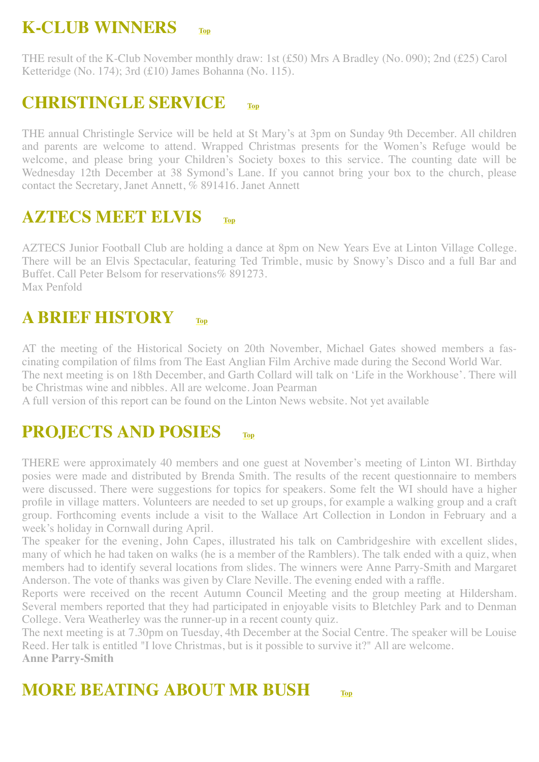## K-CLUB WINNERS Top

THE result of the K-Club November monthly draw: 1st (£50) Mrs A Bradley (No. 090); 2nd (£25) Carol Ketteridge (No. 174); 3rd (£10) James Bohanna (No. 115).

## CHRISTINGLE SERVICE Top

THE annual Christingle Service will be held at St Mary's at 3pm on Sunday 9th December. All children and parents are welcome to attend. Wrapped Christmas presents for the Women's Refuge would be welcome, and please bring your Children's Society boxes to this service. The counting date will be Wednesday 12th December at 38 Symond's Lane. If you cannot bring your box to the church, please contact the Secretary, Janet Annett, % 891416. Janet Annett

## AZTECS MEET ELVIS Top

AZTECS Junior Football Club are holding a dance at 8pm on New Years Eve at Linton Village College. There will be an Elvis Spectacular, featuring Ted Trimble, music by Snowy's Disco and a full Bar and Buffet. Call Peter Belsom for reservations% 891273.
Max Penfold

## A BRIEF HISTORY Top

AT the meeting of the Historical Society on 20th November, Michael Gates showed members a fascinating compilation of films from The East Anglian Film Archive made during the Second World War.
The next meeting is on 18th December, and Garth Collard will talk on 'Life in the Workhouse'. There will be Christmas wine and nibbles. All are welcome. Joan Pearman
A full version of this report can be found on the Linton News website. Not yet available

## PROJECTS AND POSIES Top

THERE were approximately 40 members and one guest at November's meeting of Linton WI. Birthday posies were made and distributed by Brenda Smith. The results of the recent questionnaire to members were discussed. There were suggestions for topics for speakers. Some felt the WI should have a higher profile in village matters. Volunteers are needed to set up groups, for example a walking group and a craft group. Forthcoming events include a visit to the Wallace Art Collection in London in February and a week's holiday in Cornwall during April.
The speaker for the evening, John Capes, illustrated his talk on Cambridgeshire with excellent slides, many of which he had taken on walks (he is a member of the Ramblers). The talk ended with a quiz, when members had to identify several locations from slides. The winners were Anne Parry-Smith and Margaret Anderson. The vote of thanks was given by Clare Neville. The evening ended with a raffle.
Reports were received on the recent Autumn Council Meeting and the group meeting at Hildersham. Several members reported that they had participated in enjoyable visits to Bletchley Park and to Denman College. Vera Weatherley was the runner-up in a recent county quiz.
The next meeting is at 7.30pm on Tuesday, 4th December at the Social Centre. The speaker will be Louise Reed. Her talk is entitled "I love Christmas, but is it possible to survive it?" All are welcome.
**Anne Parry-Smith**

## MORE BEATING ABOUT MR BUSH Top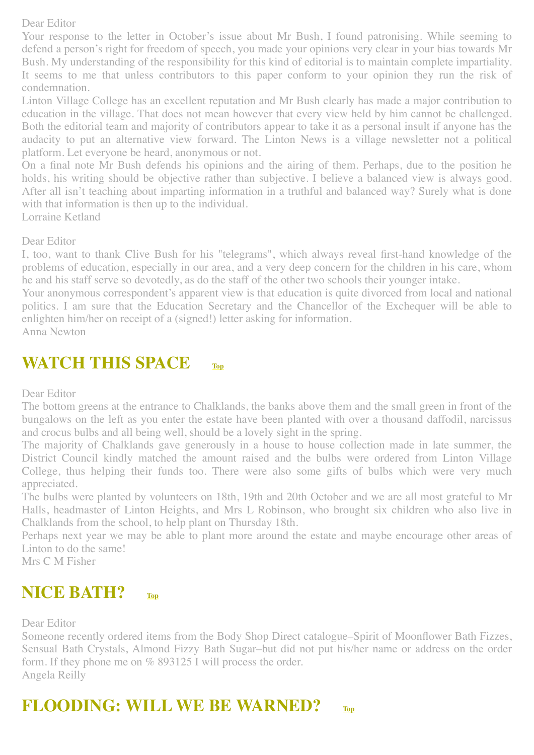Dear Editor

Your response to the letter in October's issue about Mr Bush, I found patronising. While seeming to defend a person's right for freedom of speech, you made your opinions very clear in your bias towards Mr Bush. My understanding of the responsibility for this kind of editorial is to maintain complete impartiality. It seems to me that unless contributors to this paper conform to your opinion they run the risk of condemnation.

Linton Village College has an excellent reputation and Mr Bush clearly has made a major contribution to education in the village. That does not mean however that every view held by him cannot be challenged. Both the editorial team and majority of contributors appear to take it as a personal insult if anyone has the audacity to put an alternative view forward. The Linton News is a village newsletter not a political platform. Let everyone be heard, anonymous or not.

On a final note Mr Bush defends his opinions and the airing of them. Perhaps, due to the position he holds, his writing should be objective rather than subjective. I believe a balanced view is always good. After all isn't teaching about imparting information in a truthful and balanced way? Surely what is done with that information is then up to the individual.

Lorraine Ketland

Dear Editor

I, too, want to thank Clive Bush for his "telegrams", which always reveal first-hand knowledge of the problems of education, especially in our area, and a very deep concern for the children in his care, whom he and his staff serve so devotedly, as do the staff of the other two schools their younger intake.

Your anonymous correspondent's apparent view is that education is quite divorced from local and national politics. I am sure that the Education Secretary and the Chancellor of the Exchequer will be able to enlighten him/her on receipt of a (signed!) letter asking for information.

Anna Newton

## WATCH THIS SPACE Top

Dear Editor

The bottom greens at the entrance to Chalklands, the banks above them and the small green in front of the bungalows on the left as you enter the estate have been planted with over a thousand daffodil, narcissus and crocus bulbs and all being well, should be a lovely sight in the spring.

The majority of Chalklands gave generously in a house to house collection made in late summer, the District Council kindly matched the amount raised and the bulbs were ordered from Linton Village College, thus helping their funds too. There were also some gifts of bulbs which were very much appreciated.

The bulbs were planted by volunteers on 18th, 19th and 20th October and we are all most grateful to Mr Halls, headmaster of Linton Heights, and Mrs L Robinson, who brought six children who also live in Chalklands from the school, to help plant on Thursday 18th.

Perhaps next year we may be able to plant more around the estate and maybe encourage other areas of Linton to do the same!

Mrs C M Fisher

## NICE BATH? Top

Dear Editor

Someone recently ordered items from the Body Shop Direct catalogue–Spirit of Moonflower Bath Fizzes, Sensual Bath Crystals, Almond Fizzy Bath Sugar–but did not put his/her name or address on the order form. If they phone me on % 893125 I will process the order.

Angela Reilly

## FLOODING: WILL WE BE WARNED? Top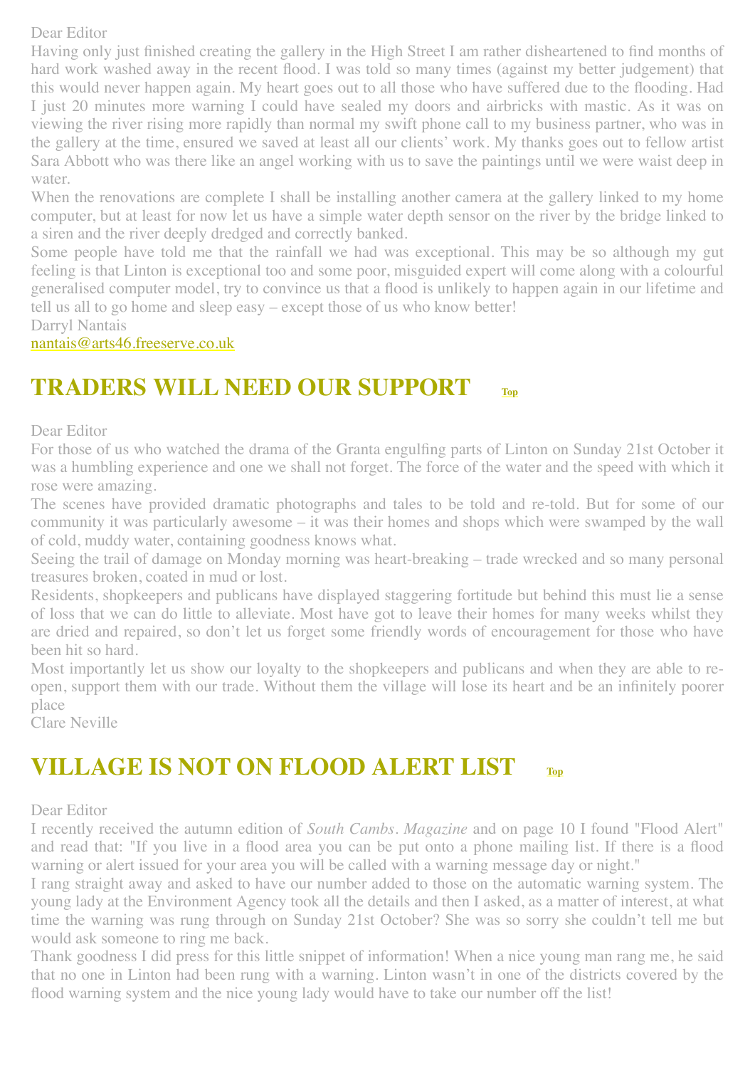Dear Editor

Having only just finished creating the gallery in the High Street I am rather disheartened to find months of hard work washed away in the recent flood. I was told so many times (against my better judgement) that this would never happen again. My heart goes out to all those who have suffered due to the flooding. Had I just 20 minutes more warning I could have sealed my doors and airbricks with mastic. As it was on viewing the river rising more rapidly than normal my swift phone call to my business partner, who was in the gallery at the time, ensured we saved at least all our clients' work. My thanks goes out to fellow artist Sara Abbott who was there like an angel working with us to save the paintings until we were waist deep in water.

When the renovations are complete I shall be installing another camera at the gallery linked to my home computer, but at least for now let us have a simple water depth sensor on the river by the bridge linked to a siren and the river deeply dredged and correctly banked.

Some people have told me that the rainfall we had was exceptional. This may be so although my gut feeling is that Linton is exceptional too and some poor, misguided expert will come along with a colourful generalised computer model, try to convince us that a flood is unlikely to happen again in our lifetime and tell us all to go home and sleep easy – except those of us who know better!

Darryl Nantais

nantais@arts46.freeserve.co.uk

## TRADERS WILL NEED OUR SUPPORT

Dear Editor

For those of us who watched the drama of the Granta engulfing parts of Linton on Sunday 21st October it was a humbling experience and one we shall not forget. The force of the water and the speed with which it rose were amazing.

The scenes have provided dramatic photographs and tales to be told and re-told. But for some of our community it was particularly awesome – it was their homes and shops which were swamped by the wall of cold, muddy water, containing goodness knows what.

Seeing the trail of damage on Monday morning was heart-breaking – trade wrecked and so many personal treasures broken, coated in mud or lost.

Residents, shopkeepers and publicans have displayed staggering fortitude but behind this must lie a sense of loss that we can do little to alleviate. Most have got to leave their homes for many weeks whilst they are dried and repaired, so don't let us forget some friendly words of encouragement for those who have been hit so hard.

Most importantly let us show our loyalty to the shopkeepers and publicans and when they are able to re-open, support them with our trade. Without them the village will lose its heart and be an infinitely poorer place

Clare Neville

## VILLAGE IS NOT ON FLOOD ALERT LIST

Dear Editor

I recently received the autumn edition of *South Cambs. Magazine* and on page 10 I found "Flood Alert" and read that: "If you live in a flood area you can be put onto a phone mailing list. If there is a flood warning or alert issued for your area you will be called with a warning message day or night."

I rang straight away and asked to have our number added to those on the automatic warning system. The young lady at the Environment Agency took all the details and then I asked, as a matter of interest, at what time the warning was rung through on Sunday 21st October? She was so sorry she couldn't tell me but would ask someone to ring me back.

Thank goodness I did press for this little snippet of information! When a nice young man rang me, he said that no one in Linton had been rung with a warning. Linton wasn't in one of the districts covered by the flood warning system and the nice young lady would have to take our number off the list!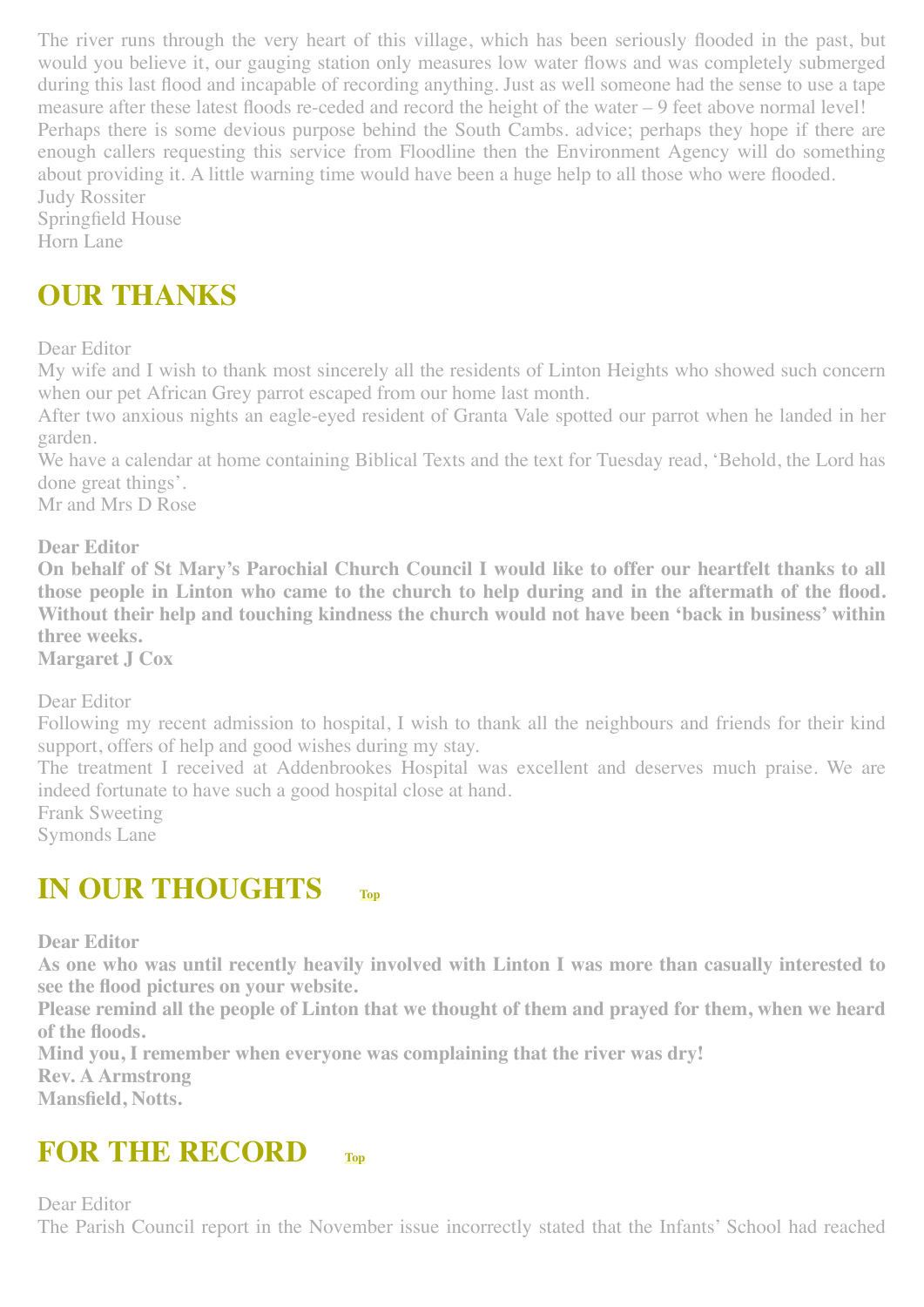The river runs through the very heart of this village, which has been seriously flooded in the past, but would you believe it, our gauging station only measures low water flows and was completely submerged during this last flood and incapable of recording anything. Just as well someone had the sense to use a tape measure after these latest floods re-ceded and record the height of the water – 9 feet above normal level!

Perhaps there is some devious purpose behind the South Cambs. advice; perhaps they hope if there are enough callers requesting this service from Floodline then the Environment Agency will do something about providing it. A little warning time would have been a huge help to all those who were flooded.

Judy Rossiter
Springfield House
Horn Lane

## OUR THANKS

Dear Editor

My wife and I wish to thank most sincerely all the residents of Linton Heights who showed such concern when our pet African Grey parrot escaped from our home last month.

After two anxious nights an eagle-eyed resident of Granta Vale spotted our parrot when he landed in her garden.

We have a calendar at home containing Biblical Texts and the text for Tuesday read, 'Behold, the Lord has done great things'.

Mr and Mrs D Rose

**Dear Editor**

**On behalf of St Mary's Parochial Church Council I would like to offer our heartfelt thanks to all those people in Linton who came to the church to help during and in the aftermath of the flood. Without their help and touching kindness the church would not have been 'back in business' within three weeks.**

**Margaret J Cox**

Dear Editor

Following my recent admission to hospital, I wish to thank all the neighbours and friends for their kind support, offers of help and good wishes during my stay.

The treatment I received at Addenbrookes Hospital was excellent and deserves much praise. We are indeed fortunate to have such a good hospital close at hand.

Frank Sweeting
Symonds Lane

## IN OUR THOUGHTS

Top

**Dear Editor**

**As one who was until recently heavily involved with Linton I was more than casually interested to see the flood pictures on your website.**

**Please remind all the people of Linton that we thought of them and prayed for them, when we heard of the floods.**

**Mind you, I remember when everyone was complaining that the river was dry!**

**Rev. A Armstrong**
**Mansfield, Notts.**

## FOR THE RECORD

Top

Dear Editor

The Parish Council report in the November issue incorrectly stated that the Infants' School had reached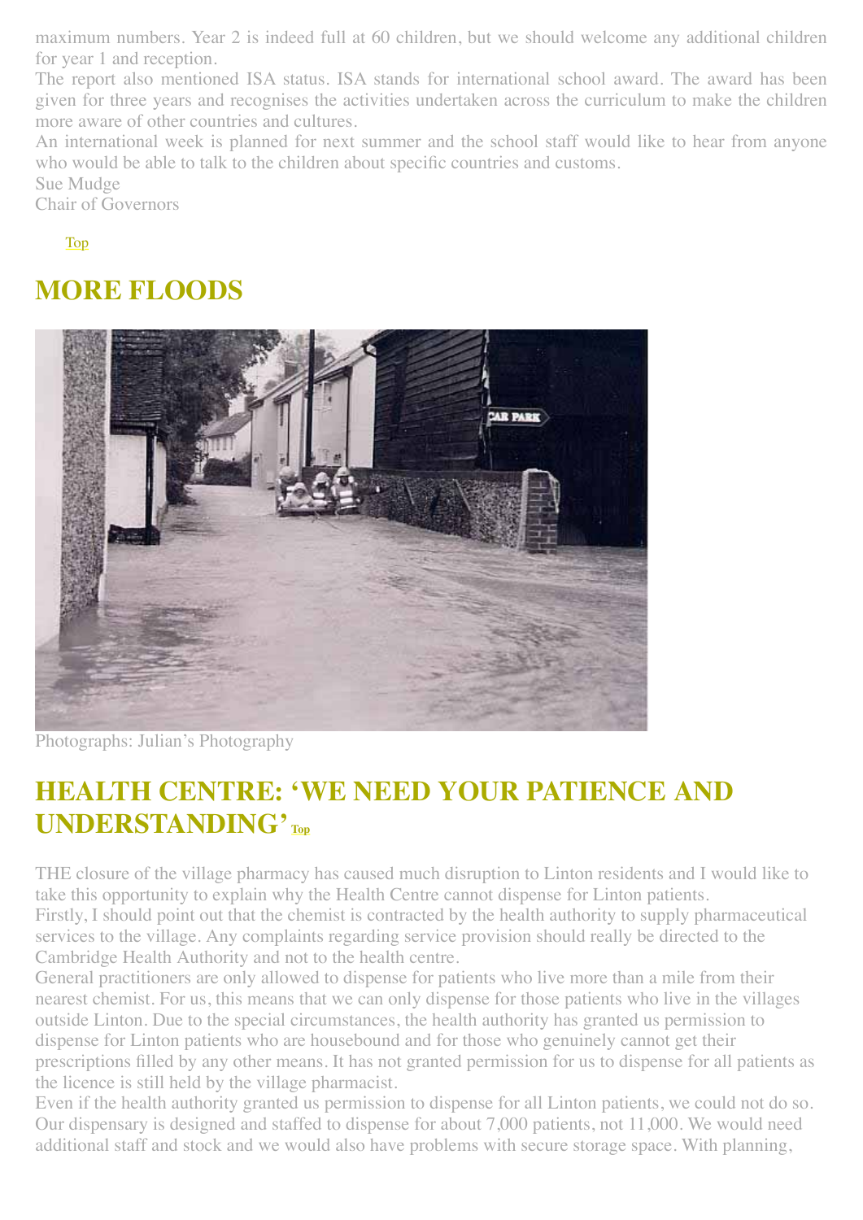maximum numbers. Year 2 is indeed full at 60 children, but we should welcome any additional children for year 1 and reception.

The report also mentioned ISA status. ISA stands for international school award. The award has been given for three years and recognises the activities undertaken across the curriculum to make the children more aware of other countries and cultures.

An international week is planned for next summer and the school staff would like to hear from anyone who would be able to talk to the children about specific countries and customs.

Sue Mudge
Chair of Governors

Top

## MORE FLOODS

Photographs: Julian's Photography

## HEALTH CENTRE: 'WE NEED YOUR PATIENCE AND UNDERSTANDING' Top

THE closure of the village pharmacy has caused much disruption to Linton residents and I would like to take this opportunity to explain why the Health Centre cannot dispense for Linton patients.

Firstly, I should point out that the chemist is contracted by the health authority to supply pharmaceutical services to the village. Any complaints regarding service provision should really be directed to the Cambridge Health Authority and not to the health centre.

General practitioners are only allowed to dispense for patients who live more than a mile from their nearest chemist. For us, this means that we can only dispense for those patients who live in the villages outside Linton. Due to the special circumstances, the health authority has granted us permission to dispense for Linton patients who are housebound and for those who genuinely cannot get their prescriptions filled by any other means. It has not granted permission for us to dispense for all patients as the licence is still held by the village pharmacist.

Even if the health authority granted us permission to dispense for all Linton patients, we could not do so. Our dispensary is designed and staffed to dispense for about 7,000 patients, not 11,000. We would need additional staff and stock and we would also have problems with secure storage space. With planning,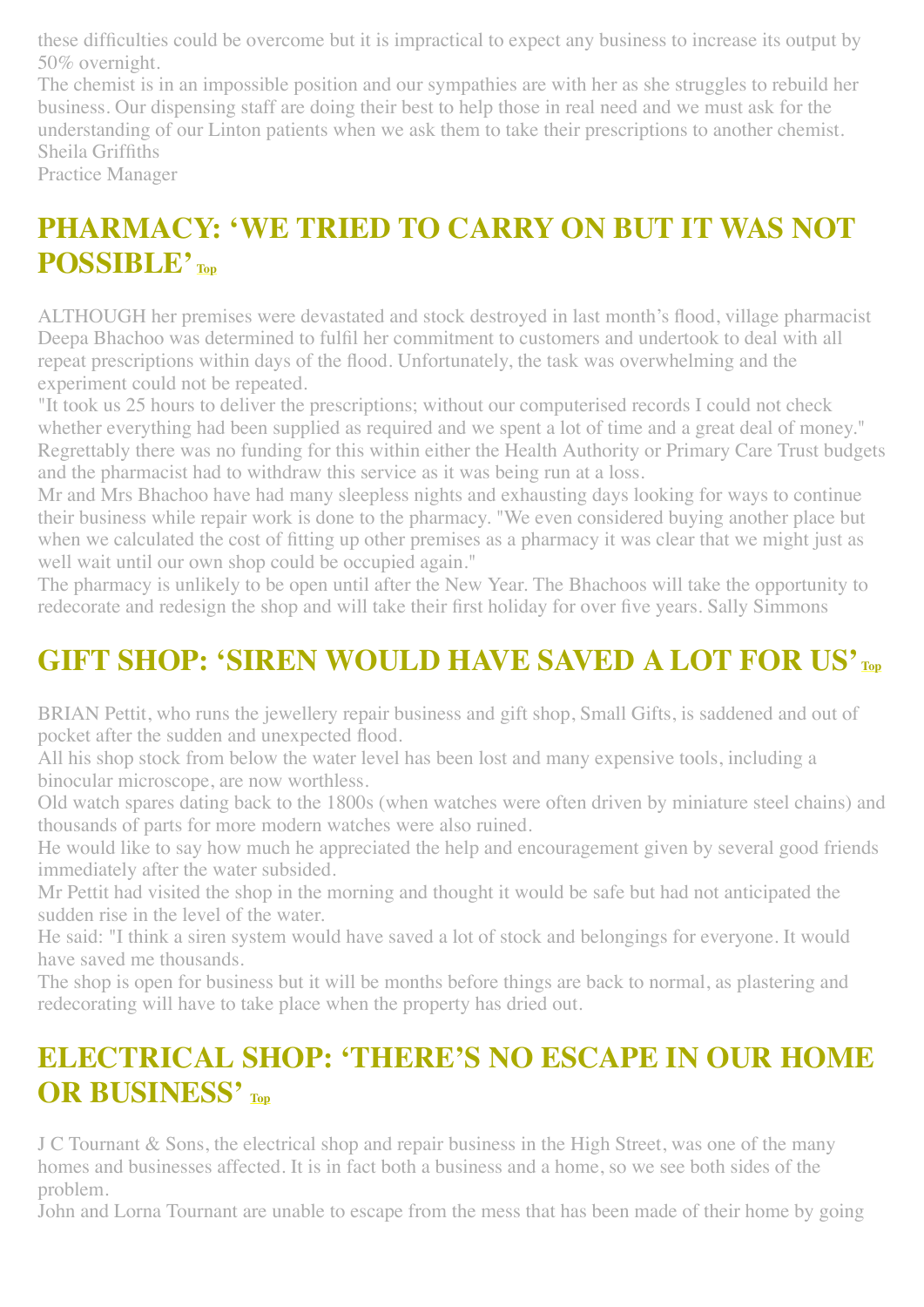these difficulties could be overcome but it is impractical to expect any business to increase its output by 50% overnight.

The chemist is in an impossible position and our sympathies are with her as she struggles to rebuild her business. Our dispensing staff are doing their best to help those in real need and we must ask for the understanding of our Linton patients when we ask them to take their prescriptions to another chemist.

Sheila Griffiths
Practice Manager

## PHARMACY: 'WE TRIED TO CARRY ON BUT IT WAS NOT POSSIBLE' Top

ALTHOUGH her premises were devastated and stock destroyed in last month's flood, village pharmacist Deepa Bhachoo was determined to fulfil her commitment to customers and undertook to deal with all repeat prescriptions within days of the flood. Unfortunately, the task was overwhelming and the experiment could not be repeated.

"It took us 25 hours to deliver the prescriptions; without our computerised records I could not check whether everything had been supplied as required and we spent a lot of time and a great deal of money." Regrettably there was no funding for this within either the Health Authority or Primary Care Trust budgets and the pharmacist had to withdraw this service as it was being run at a loss.

Mr and Mrs Bhachoo have had many sleepless nights and exhausting days looking for ways to continue their business while repair work is done to the pharmacy. "We even considered buying another place but when we calculated the cost of fitting up other premises as a pharmacy it was clear that we might just as well wait until our own shop could be occupied again."

The pharmacy is unlikely to be open until after the New Year. The Bhachoos will take the opportunity to redecorate and redesign the shop and will take their first holiday for over five years. Sally Simmons

## GIFT SHOP: 'SIREN WOULD HAVE SAVED A LOT FOR US' Top

BRIAN Pettit, who runs the jewellery repair business and gift shop, Small Gifts, is saddened and out of pocket after the sudden and unexpected flood.

All his shop stock from below the water level has been lost and many expensive tools, including a binocular microscope, are now worthless.

Old watch spares dating back to the 1800s (when watches were often driven by miniature steel chains) and thousands of parts for more modern watches were also ruined.

He would like to say how much he appreciated the help and encouragement given by several good friends immediately after the water subsided.

Mr Pettit had visited the shop in the morning and thought it would be safe but had not anticipated the sudden rise in the level of the water.

He said: "I think a siren system would have saved a lot of stock and belongings for everyone. It would have saved me thousands.

The shop is open for business but it will be months before things are back to normal, as plastering and redecorating will have to take place when the property has dried out.

## ELECTRICAL SHOP: 'THERE'S NO ESCAPE IN OUR HOME OR BUSINESS' Top

J C Tournant & Sons, the electrical shop and repair business in the High Street, was one of the many homes and businesses affected. It is in fact both a business and a home, so we see both sides of the problem.

John and Lorna Tournant are unable to escape from the mess that has been made of their home by going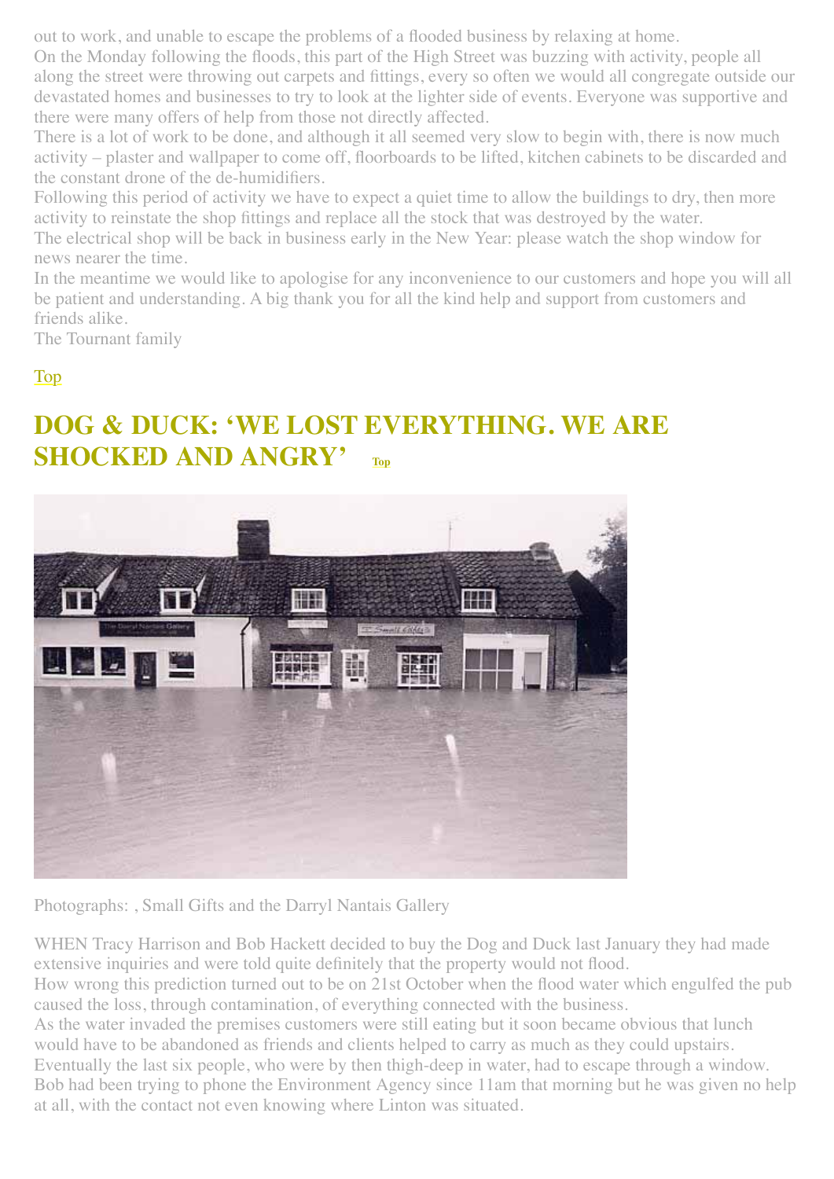out to work, and unable to escape the problems of a flooded business by relaxing at home.

On the Monday following the floods, this part of the High Street was buzzing with activity, people all along the street were throwing out carpets and fittings, every so often we would all congregate outside our devastated homes and businesses to try to look at the lighter side of events. Everyone was supportive and there were many offers of help from those not directly affected.

There is a lot of work to be done, and although it all seemed very slow to begin with, there is now much activity – plaster and wallpaper to come off, floorboards to be lifted, kitchen cabinets to be discarded and the constant drone of the de-humidifiers.

Following this period of activity we have to expect a quiet time to allow the buildings to dry, then more activity to reinstate the shop fittings and replace all the stock that was destroyed by the water.

The electrical shop will be back in business early in the New Year: please watch the shop window for news nearer the time.

In the meantime we would like to apologise for any inconvenience to our customers and hope you will all be patient and understanding. A big thank you for all the kind help and support from customers and friends alike.

The Tournant family

Top

## DOG & DUCK: 'WE LOST EVERYTHING. WE ARE SHOCKED AND ANGRY' Top

Photographs: , Small Gifts and the Darryl Nantais Gallery

WHEN Tracy Harrison and Bob Hackett decided to buy the Dog and Duck last January they had made extensive inquiries and were told quite definitely that the property would not flood.

How wrong this prediction turned out to be on 21st October when the flood water which engulfed the pub caused the loss, through contamination, of everything connected with the business.

As the water invaded the premises customers were still eating but it soon became obvious that lunch would have to be abandoned as friends and clients helped to carry as much as they could upstairs.

Eventually the last six people, who were by then thigh-deep in water, had to escape through a window.

Bob had been trying to phone the Environment Agency since 11am that morning but he was given no help at all, with the contact not even knowing where Linton was situated.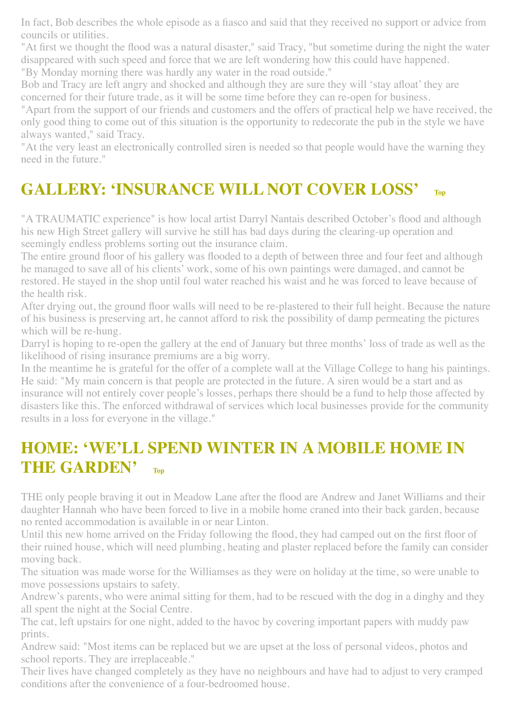In fact, Bob describes the whole episode as a fiasco and said that they received no support or advice from councils or utilities.

"At first we thought the flood was a natural disaster," said Tracy, "but sometime during the night the water disappeared with such speed and force that we are left wondering how this could have happened.

"By Monday morning there was hardly any water in the road outside."

Bob and Tracy are left angry and shocked and although they are sure they will 'stay afloat' they are concerned for their future trade, as it will be some time before they can re-open for business.

"Apart from the support of our friends and customers and the offers of practical help we have received, the only good thing to come out of this situation is the opportunity to redecorate the pub in the style we have always wanted," said Tracy.

"At the very least an electronically controlled siren is needed so that people would have the warning they need in the future."

## GALLERY: 'INSURANCE WILL NOT COVER LOSS' Top

"A TRAUMATIC experience" is how local artist Darryl Nantais described October's flood and although his new High Street gallery will survive he still has bad days during the clearing-up operation and seemingly endless problems sorting out the insurance claim.

The entire ground floor of his gallery was flooded to a depth of between three and four feet and although he managed to save all of his clients' work, some of his own paintings were damaged, and cannot be restored. He stayed in the shop until foul water reached his waist and he was forced to leave because of the health risk.

After drying out, the ground floor walls will need to be re-plastered to their full height. Because the nature of his business is preserving art, he cannot afford to risk the possibility of damp permeating the pictures which will be re-hung.

Darryl is hoping to re-open the gallery at the end of January but three months' loss of trade as well as the likelihood of rising insurance premiums are a big worry.

In the meantime he is grateful for the offer of a complete wall at the Village College to hang his paintings. He said: "My main concern is that people are protected in the future. A siren would be a start and as insurance will not entirely cover people's losses, perhaps there should be a fund to help those affected by disasters like this. The enforced withdrawal of services which local businesses provide for the community results in a loss for everyone in the village."

## HOME: 'WE'LL SPEND WINTER IN A MOBILE HOME IN THE GARDEN' Top

THE only people braving it out in Meadow Lane after the flood are Andrew and Janet Williams and their daughter Hannah who have been forced to live in a mobile home craned into their back garden, because no rented accommodation is available in or near Linton.

Until this new home arrived on the Friday following the flood, they had camped out on the first floor of their ruined house, which will need plumbing, heating and plaster replaced before the family can consider moving back.

The situation was made worse for the Williamses as they were on holiday at the time, so were unable to move possessions upstairs to safety.

Andrew's parents, who were animal sitting for them, had to be rescued with the dog in a dinghy and they all spent the night at the Social Centre.

The cat, left upstairs for one night, added to the havoc by covering important papers with muddy paw prints.

Andrew said: "Most items can be replaced but we are upset at the loss of personal videos, photos and school reports. They are irreplaceable."

Their lives have changed completely as they have no neighbours and have had to adjust to very cramped conditions after the convenience of a four-bedroomed house.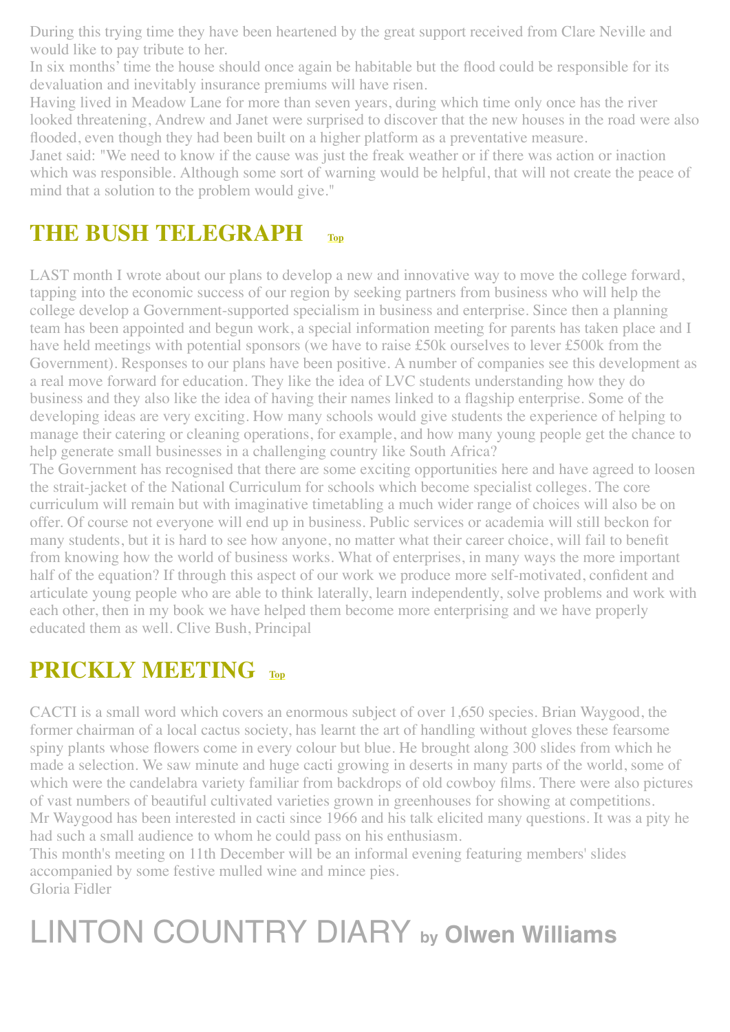During this trying time they have been heartened by the great support received from Clare Neville and would like to pay tribute to her.

In six months' time the house should once again be habitable but the flood could be responsible for its devaluation and inevitably insurance premiums will have risen.

Having lived in Meadow Lane for more than seven years, during which time only once has the river looked threatening, Andrew and Janet were surprised to discover that the new houses in the road were also flooded, even though they had been built on a higher platform as a preventative measure.

Janet said: "We need to know if the cause was just the freak weather or if there was action or inaction which was responsible. Although some sort of warning would be helpful, that will not create the peace of mind that a solution to the problem would give."

## THE BUSH TELEGRAPH Top

LAST month I wrote about our plans to develop a new and innovative way to move the college forward, tapping into the economic success of our region by seeking partners from business who will help the college develop a Government-supported specialism in business and enterprise. Since then a planning team has been appointed and begun work, a special information meeting for parents has taken place and I have held meetings with potential sponsors (we have to raise £50k ourselves to lever £500k from the Government). Responses to our plans have been positive. A number of companies see this development as a real move forward for education. They like the idea of LVC students understanding how they do business and they also like the idea of having their names linked to a flagship enterprise. Some of the developing ideas are very exciting. How many schools would give students the experience of helping to manage their catering or cleaning operations, for example, and how many young people get the chance to help generate small businesses in a challenging country like South Africa?

The Government has recognised that there are some exciting opportunities here and have agreed to loosen the strait-jacket of the National Curriculum for schools which become specialist colleges. The core curriculum will remain but with imaginative timetabling a much wider range of choices will also be on offer. Of course not everyone will end up in business. Public services or academia will still beckon for many students, but it is hard to see how anyone, no matter what their career choice, will fail to benefit from knowing how the world of business works. What of enterprises, in many ways the more important half of the equation? If through this aspect of our work we produce more self-motivated, confident and articulate young people who are able to think laterally, learn independently, solve problems and work with each other, then in my book we have helped them become more enterprising and we have properly educated them as well. Clive Bush, Principal

## PRICKLY MEETING Top

CACTI is a small word which covers an enormous subject of over 1,650 species. Brian Waygood, the former chairman of a local cactus society, has learnt the art of handling without gloves these fearsome spiny plants whose flowers come in every colour but blue. He brought along 300 slides from which he made a selection. We saw minute and huge cacti growing in deserts in many parts of the world, some of which were the candelabra variety familiar from backdrops of old cowboy films. There were also pictures of vast numbers of beautiful cultivated varieties grown in greenhouses for showing at competitions.

Mr Waygood has been interested in cacti since 1966 and his talk elicited many questions. It was a pity he had such a small audience to whom he could pass on his enthusiasm.

This month's meeting on 11th December will be an informal evening featuring members' slides accompanied by some festive mulled wine and mince pies.

Gloria Fidler

# LINTON COUNTRY DIARY by Olwen Williams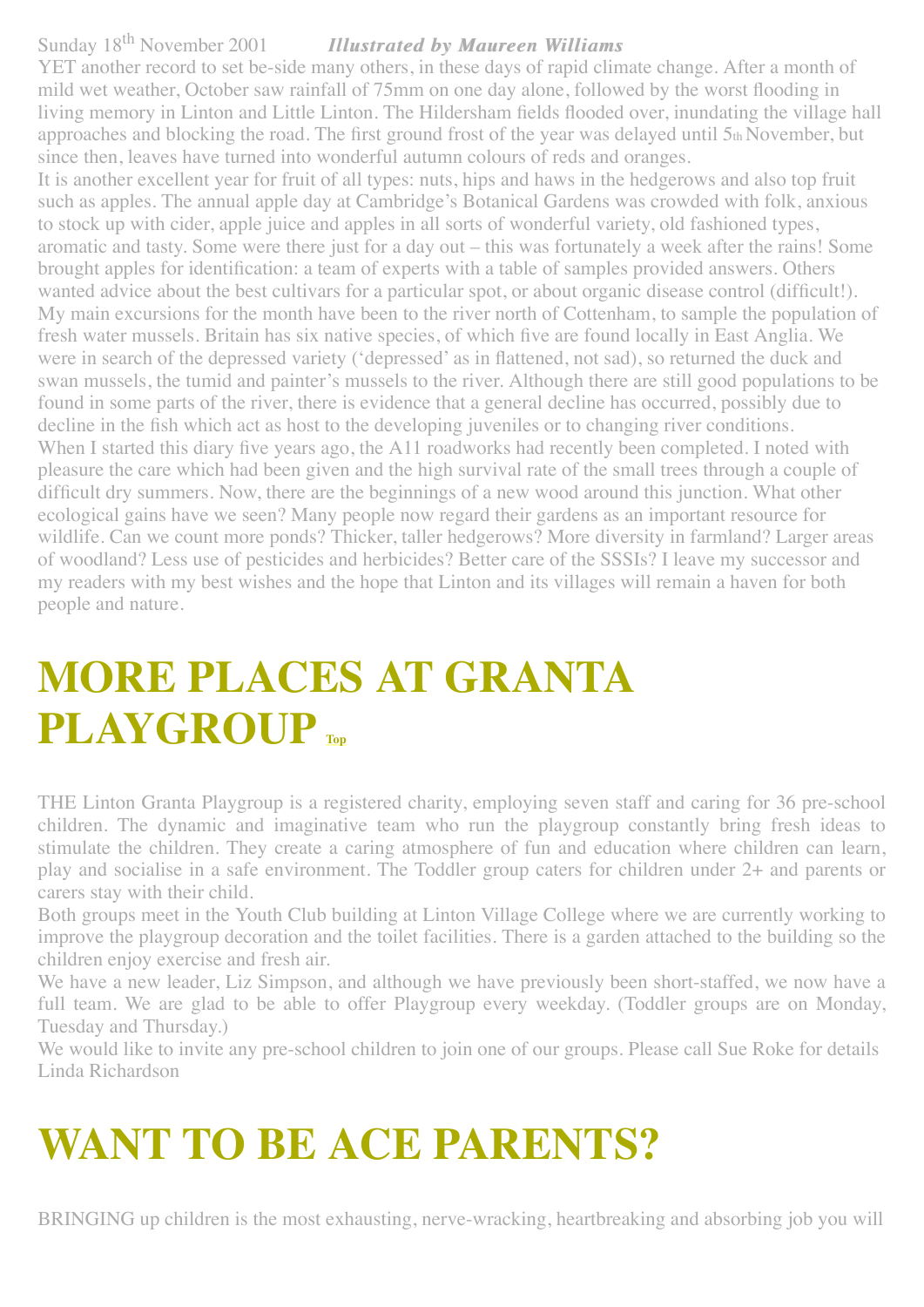Sunday 18th November 2001 ***Illustrated by Maureen Williams***

YET another record to set be-side many others, in these days of rapid climate change. After a month of mild wet weather, October saw rainfall of 75mm on one day alone, followed by the worst flooding in living memory in Linton and Little Linton. The Hildersham fields flooded over, inundating the village hall approaches and blocking the road. The first ground frost of the year was delayed until 5th November, but since then, leaves have turned into wonderful autumn colours of reds and oranges.

It is another excellent year for fruit of all types: nuts, hips and haws in the hedgerows and also top fruit such as apples. The annual apple day at Cambridge's Botanical Gardens was crowded with folk, anxious to stock up with cider, apple juice and apples in all sorts of wonderful variety, old fashioned types, aromatic and tasty. Some were there just for a day out – this was fortunately a week after the rains! Some brought apples for identification: a team of experts with a table of samples provided answers. Others wanted advice about the best cultivars for a particular spot, or about organic disease control (difficult!).

My main excursions for the month have been to the river north of Cottenham, to sample the population of fresh water mussels. Britain has six native species, of which five are found locally in East Anglia. We were in search of the depressed variety ('depressed' as in flattened, not sad), so returned the duck and swan mussels, the tumid and painter's mussels to the river. Although there are still good populations to be found in some parts of the river, there is evidence that a general decline has occurred, possibly due to decline in the fish which act as host to the developing juveniles or to changing river conditions.

When I started this diary five years ago, the A11 roadworks had recently been completed. I noted with pleasure the care which had been given and the high survival rate of the small trees through a couple of difficult dry summers. Now, there are the beginnings of a new wood around this junction. What other ecological gains have we seen? Many people now regard their gardens as an important resource for wildlife. Can we count more ponds? Thicker, taller hedgerows? More diversity in farmland? Larger areas of woodland? Less use of pesticides and herbicides? Better care of the SSSIs? I leave my successor and my readers with my best wishes and the hope that Linton and its villages will remain a haven for both people and nature.

# MORE PLACES AT GRANTA PLAYGROUP

THE Linton Granta Playgroup is a registered charity, employing seven staff and caring for 36 pre-school children. The dynamic and imaginative team who run the playgroup constantly bring fresh ideas to stimulate the children. They create a caring atmosphere of fun and education where children can learn, play and socialise in a safe environment. The Toddler group caters for children under 2+ and parents or carers stay with their child.

Both groups meet in the Youth Club building at Linton Village College where we are currently working to improve the playgroup decoration and the toilet facilities. There is a garden attached to the building so the children enjoy exercise and fresh air.

We have a new leader, Liz Simpson, and although we have previously been short-staffed, we now have a full team. We are glad to be able to offer Playgroup every weekday. (Toddler groups are on Monday, Tuesday and Thursday.)

We would like to invite any pre-school children to join one of our groups. Please call Sue Roke for details

Linda Richardson

# WANT TO BE ACE PARENTS?

BRINGING up children is the most exhausting, nerve-wracking, heartbreaking and absorbing job you will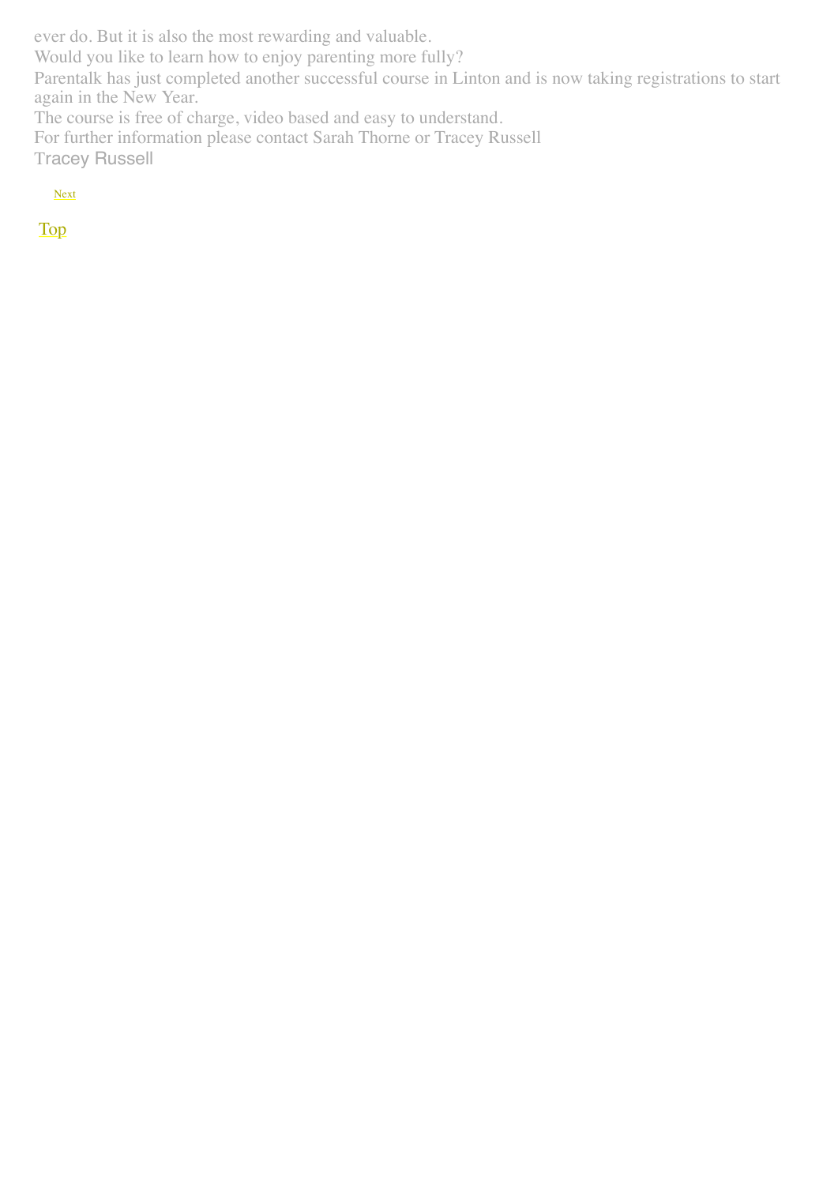ever do. But it is also the most rewarding and valuable.

Would you like to learn how to enjoy parenting more fully?

Parentalk has just completed another successful course in Linton and is now taking registrations to start again in the New Year.

The course is free of charge, video based and easy to understand.

For further information please contact Sarah Thorne or Tracey Russell

Tracey Russell

Next

Top